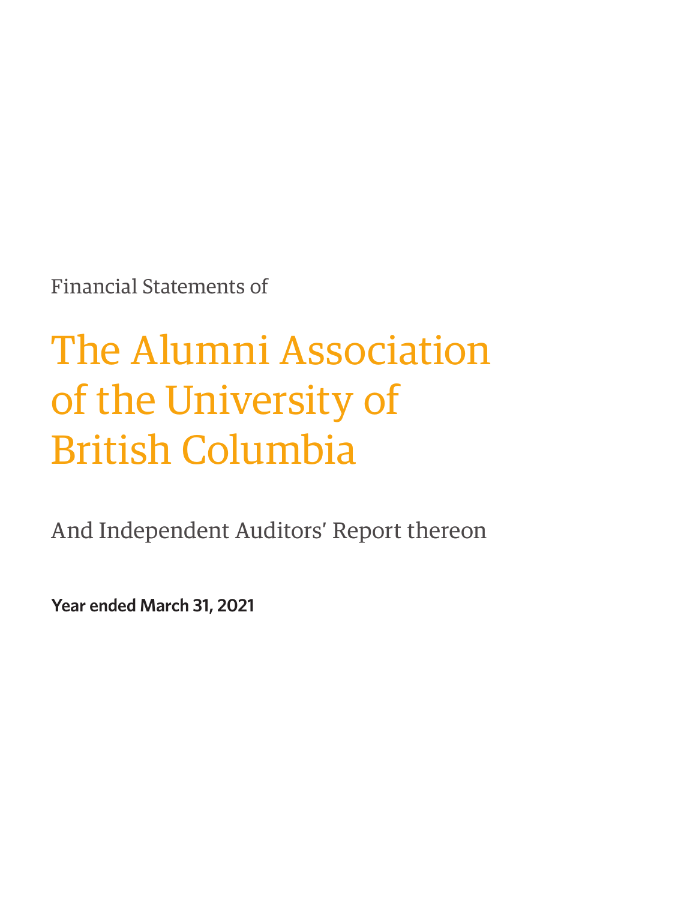Financial Statements of

# The Alumni Association of the University of British Columbia

And Independent Auditors' Report thereon

**Year ended March 31, 2021**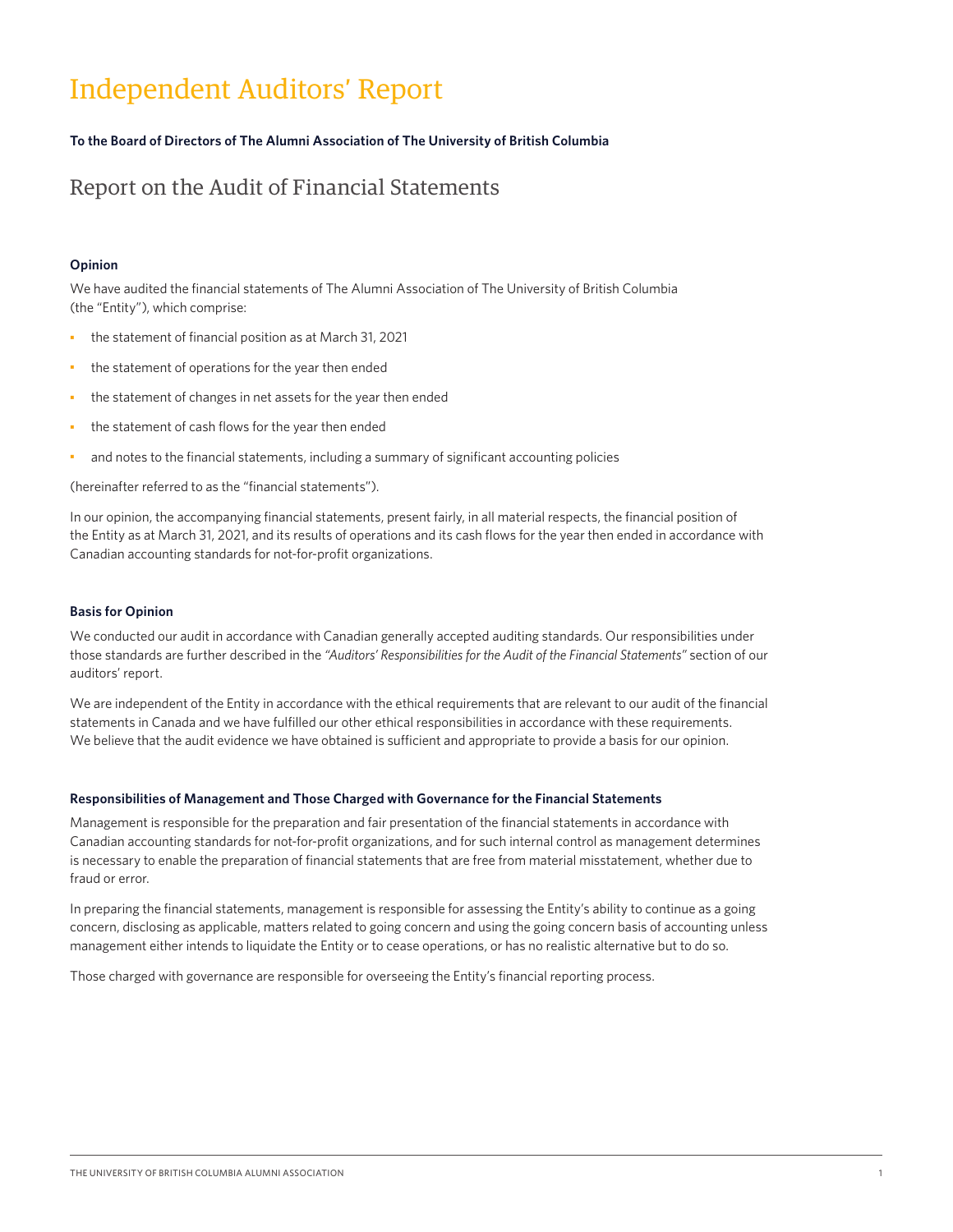# Independent Auditors' Report

**To the Board of Directors of The Alumni Association of The University of British Columbia**

## Report on the Audit of Financial Statements

### Opinion

We have audited the financial statements of The Alumni Association of The University of British Columbia (the "Entity"), which comprise:

- the statement of financial position as at March 31, 2021
- the statement of operations for the year then ended
- the statement of changes in net assets for the year then ended
- the statement of cash flows for the year then ended
- and notes to the financial statements, including a summary of significant accounting policies

(hereinafter referred to as the "financial statements").

In our opinion, the accompanying financial statements, present fairly, in all material respects, the financial position of the Entity as at March 31, 2021, and its results of operations and its cash flows for the year then ended in accordance with Canadian accounting standards for not-for-profit organizations.

### Basis for Opinion

We conducted our audit in accordance with Canadian generally accepted auditing standards. Our responsibilities under those standards are further described in the *"Auditors' Responsibilities for the Audit of the Financial Statements"* section of our auditors' report.

We are independent of the Entity in accordance with the ethical requirements that are relevant to our audit of the financial statements in Canada and we have fulfilled our other ethical responsibilities in accordance with these requirements. We believe that the audit evidence we have obtained is sufficient and appropriate to provide a basis for our opinion.

### Responsibilities of Management and Those Charged with Governance for the Financial Statements

Management is responsible for the preparation and fair presentation of the financial statements in accordance with Canadian accounting standards for not-for-profit organizations, and for such internal control as management determines is necessary to enable the preparation of financial statements that are free from material misstatement, whether due to fraud or error.

In preparing the financial statements, management is responsible for assessing the Entity's ability to continue as a going concern, disclosing as applicable, matters related to going concern and using the going concern basis of accounting unless management either intends to liquidate the Entity or to cease operations, or has no realistic alternative but to do so.

Those charged with governance are responsible for overseeing the Entity's financial reporting process.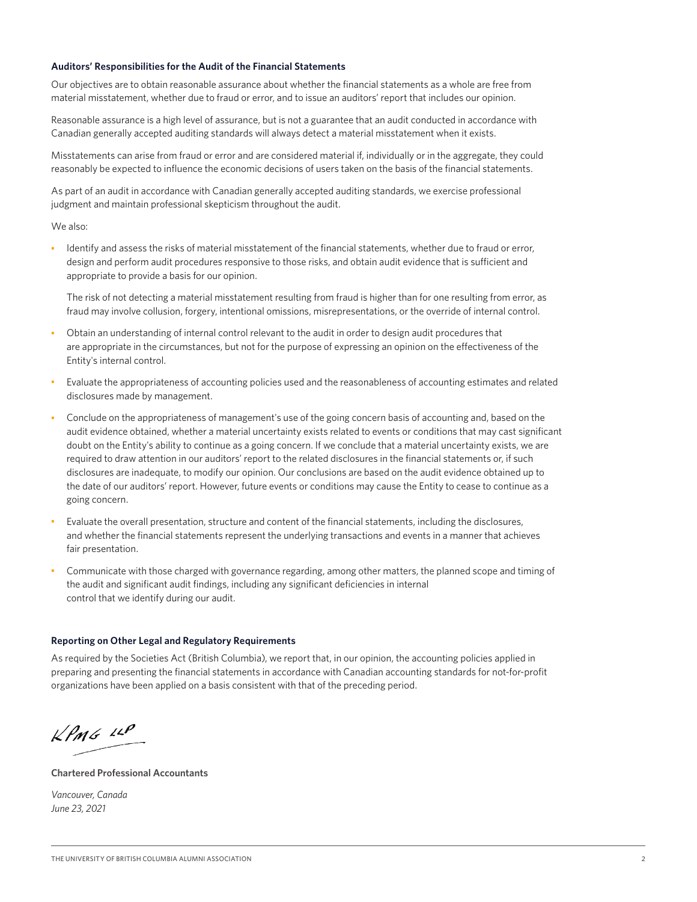### Auditors' Responsibilities for the Audit of the Financial Statements

Our objectives are to obtain reasonable assurance about whether the financial statements as a whole are free from material misstatement, whether due to fraud or error, and to issue an auditors' report that includes our opinion.

Reasonable assurance is a high level of assurance, but is not a guarantee that an audit conducted in accordance with Canadian generally accepted auditing standards will always detect a material misstatement when it exists.

Misstatements can arise from fraud or error and are considered material if, individually or in the aggregate, they could reasonably be expected to influence the economic decisions of users taken on the basis of the financial statements.

As part of an audit in accordance with Canadian generally accepted auditing standards, we exercise professional judgment and maintain professional skepticism throughout the audit.

We also:

- Identify and assess the risks of material misstatement of the financial statements, whether due to fraud or error, design and perform audit procedures responsive to those risks, and obtain audit evidence that is sufficient and appropriate to provide a basis for our opinion.

  The risk of not detecting a material misstatement resulting from fraud is higher than for one resulting from error, as fraud may involve collusion, forgery, intentional omissions, misrepresentations, or the override of internal control.

- Obtain an understanding of internal control relevant to the audit in order to design audit procedures that are appropriate in the circumstances, but not for the purpose of expressing an opinion on the effectiveness of the Entity's internal control.

- Evaluate the appropriateness of accounting policies used and the reasonableness of accounting estimates and related disclosures made by management.

- Conclude on the appropriateness of management's use of the going concern basis of accounting and, based on the audit evidence obtained, whether a material uncertainty exists related to events or conditions that may cast significant doubt on the Entity's ability to continue as a going concern. If we conclude that a material uncertainty exists, we are required to draw attention in our auditors' report to the related disclosures in the financial statements or, if such disclosures are inadequate, to modify our opinion. Our conclusions are based on the audit evidence obtained up to the date of our auditors' report. However, future events or conditions may cause the Entity to cease to continue as a going concern.

- Evaluate the overall presentation, structure and content of the financial statements, including the disclosures, and whether the financial statements represent the underlying transactions and events in a manner that achieves fair presentation.

- Communicate with those charged with governance regarding, among other matters, the planned scope and timing of the audit and significant audit findings, including any significant deficiencies in internal control that we identify during our audit.

### Reporting on Other Legal and Regulatory Requirements

As required by the Societies Act (British Columbia), we report that, in our opinion, the accounting policies applied in preparing and presenting the financial statements in accordance with Canadian accounting standards for not-for-profit organizations have been applied on a basis consistent with that of the preceding period.

KPMG LLP

**Chartered Professional Accountants**

*Vancouver, Canada*
*June 23, 2021*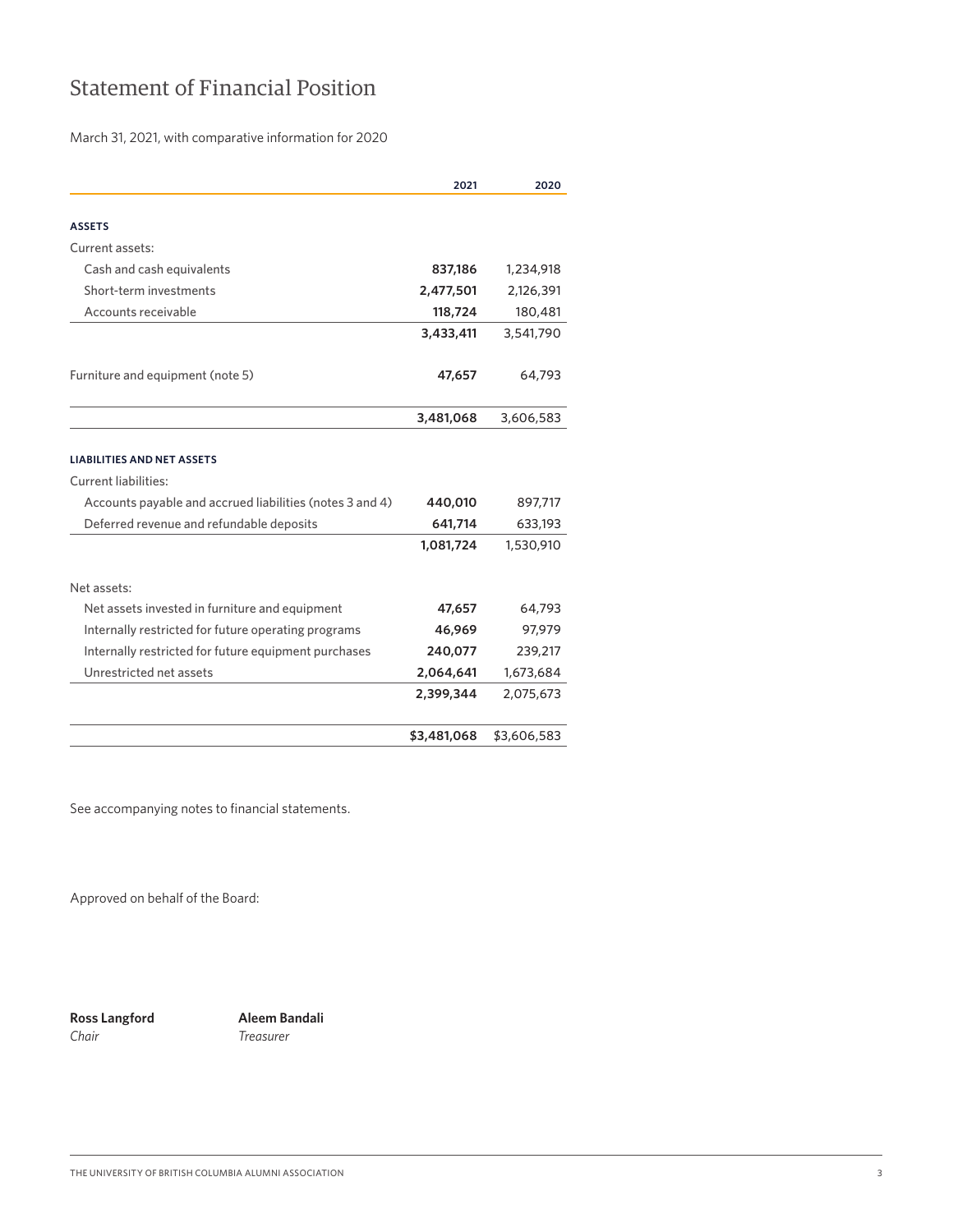# Statement of Financial Position

March 31, 2021, with comparative information for 2020

| | 2021 | 2020 |
|---|---|---|
| **ASSETS** | | |
| Current assets: | | |
| Cash and cash equivalents | **837,186** | 1,234,918 |
| Short-term investments | **2,477,501** | 2,126,391 |
| Accounts receivable | **118,724** | 180,481 |
| | **3,433,411** | 3,541,790 |
| Furniture and equipment (note 5) | **47,657** | 64,793 |
| | **3,481,068** | 3,606,583 |
| **LIABILITIES AND NET ASSETS** | | |
| Current liabilities: | | |
| Accounts payable and accrued liabilities (notes 3 and 4) | **440,010** | 897,717 |
| Deferred revenue and refundable deposits | **641,714** | 633,193 |
| | **1,081,724** | 1,530,910 |
| Net assets: | | |
| Net assets invested in furniture and equipment | **47,657** | 64,793 |
| Internally restricted for future operating programs | **46,969** | 97,979 |
| Internally restricted for future equipment purchases | **240,077** | 239,217 |
| Unrestricted net assets | **2,064,641** | 1,673,684 |
| | **2,399,344** | 2,075,673 |
| | **$3,481,068** | $3,606,583 |

See accompanying notes to financial statements.

Approved on behalf of the Board:

**Ross Langford**
*Chair*

**Aleem Bandali**
*Treasurer*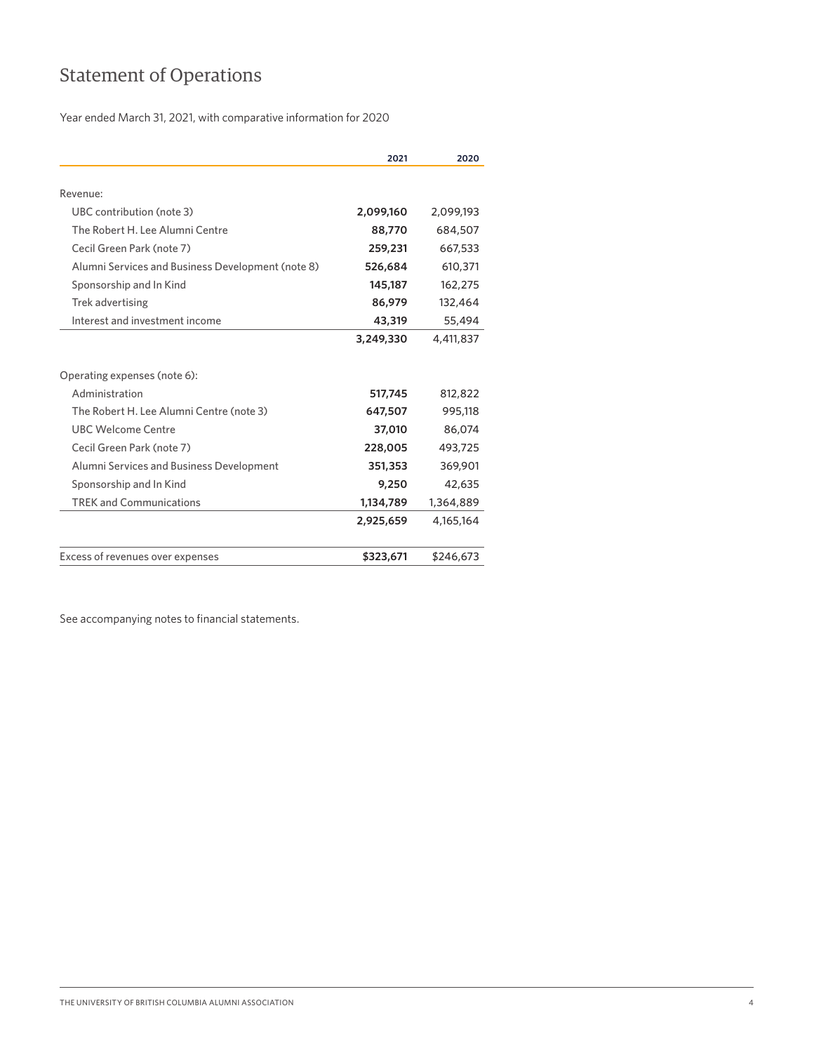# Statement of Operations

Year ended March 31, 2021, with comparative information for 2020

| | 2021 | 2020 |
|---|---|---|
| Revenue: | | |
| UBC contribution (note 3) | **2,099,160** | 2,099,193 |
| The Robert H. Lee Alumni Centre | **88,770** | 684,507 |
| Cecil Green Park (note 7) | **259,231** | 667,533 |
| Alumni Services and Business Development (note 8) | **526,684** | 610,371 |
| Sponsorship and In Kind | **145,187** | 162,275 |
| Trek advertising | **86,979** | 132,464 |
| Interest and investment income | **43,319** | 55,494 |
| | **3,249,330** | 4,411,837 |
| Operating expenses (note 6): | | |
| Administration | **517,745** | 812,822 |
| The Robert H. Lee Alumni Centre (note 3) | **647,507** | 995,118 |
| UBC Welcome Centre | **37,010** | 86,074 |
| Cecil Green Park (note 7) | **228,005** | 493,725 |
| Alumni Services and Business Development | **351,353** | 369,901 |
| Sponsorship and In Kind | **9,250** | 42,635 |
| TREK and Communications | **1,134,789** | 1,364,889 |
| | **2,925,659** | 4,165,164 |
| Excess of revenues over expenses | **$323,671** | $246,673 |

See accompanying notes to financial statements.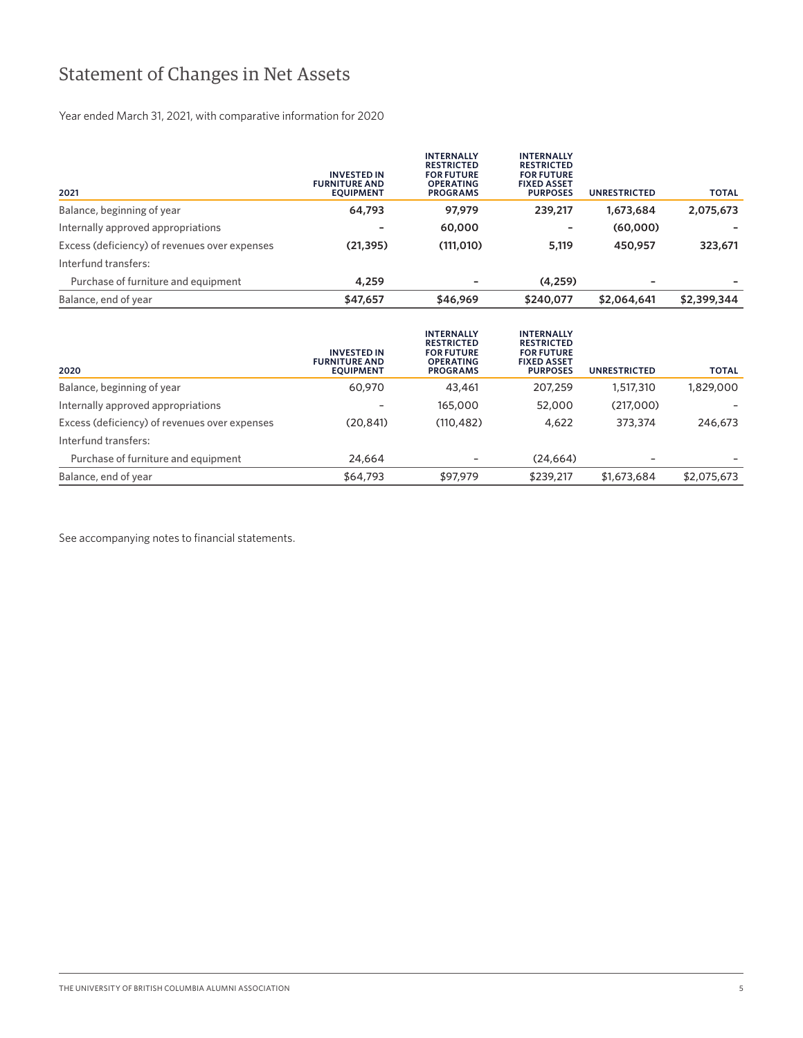# Statement of Changes in Net Assets

Year ended March 31, 2021, with comparative information for 2020

| **2021** | **INVESTED IN FURNITURE AND EQUIPMENT** | **INTERNALLY RESTRICTED FOR FUTURE OPERATING PROGRAMS** | **INTERNALLY RESTRICTED FOR FUTURE FIXED ASSET PURPOSES** | **UNRESTRICTED** | **TOTAL** |
|---|---|---|---|---|---|
| Balance, beginning of year | **64,793** | **97,979** | **239,217** | **1,673,684** | **2,075,673** |
| Internally approved appropriations | **–** | **60,000** | **–** | **(60,000)** | **–** |
| Excess (deficiency) of revenues over expenses | **(21,395)** | **(111,010)** | **5,119** | **450,957** | **323,671** |
| Interfund transfers: | | | | | |
| Purchase of furniture and equipment | **4,259** | **–** | **(4,259)** | **–** | **–** |
| Balance, end of year | **$47,657** | **$46,969** | **$240,077** | **$2,064,641** | **$2,399,344** |

| **2020** | **INVESTED IN FURNITURE AND EQUIPMENT** | **INTERNALLY RESTRICTED FOR FUTURE OPERATING PROGRAMS** | **INTERNALLY RESTRICTED FOR FUTURE FIXED ASSET PURPOSES** | **UNRESTRICTED** | **TOTAL** |
|---|---|---|---|---|---|
| Balance, beginning of year | 60,970 | 43,461 | 207,259 | 1,517,310 | 1,829,000 |
| Internally approved appropriations | – | 165,000 | 52,000 | (217,000) | – |
| Excess (deficiency) of revenues over expenses | (20,841) | (110,482) | 4,622 | 373,374 | 246,673 |
| Interfund transfers: | | | | | |
| Purchase of furniture and equipment | 24,664 | – | (24,664) | – | – |
| Balance, end of year | $64,793 | $97,979 | $239,217 | $1,673,684 | $2,075,673 |

See accompanying notes to financial statements.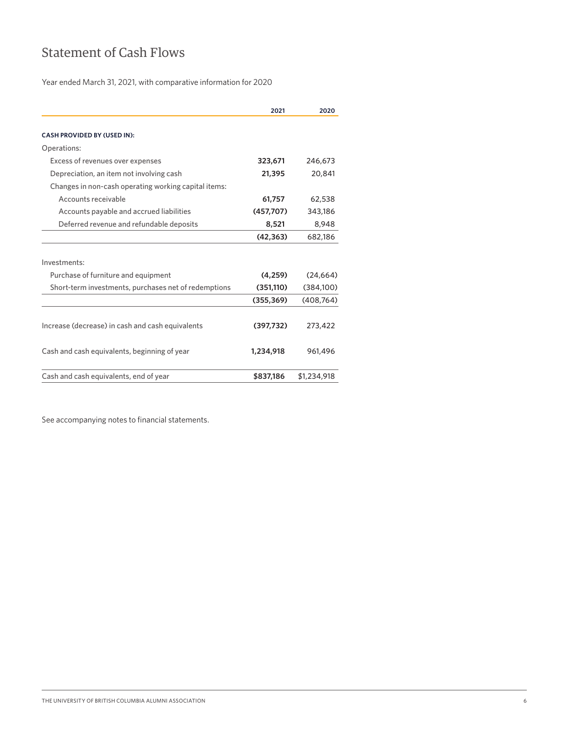# Statement of Cash Flows

Year ended March 31, 2021, with comparative information for 2020

| | 2021 | 2020 |
|---|---|---|
| **CASH PROVIDED BY (USED IN):** | | |
| Operations: | | |
| Excess of revenues over expenses | **323,671** | 246,673 |
| Depreciation, an item not involving cash | **21,395** | 20,841 |
| Changes in non-cash operating working capital items: | | |
| Accounts receivable | **61,757** | 62,538 |
| Accounts payable and accrued liabilities | **(457,707)** | 343,186 |
| Deferred revenue and refundable deposits | **8,521** | 8,948 |
| | **(42,363)** | 682,186 |
| Investments: | | |
| Purchase of furniture and equipment | **(4,259)** | (24,664) |
| Short-term investments, purchases net of redemptions | **(351,110)** | (384,100) |
| | **(355,369)** | (408,764) |
| Increase (decrease) in cash and cash equivalents | **(397,732)** | 273,422 |
| Cash and cash equivalents, beginning of year | **1,234,918** | 961,496 |
| Cash and cash equivalents, end of year | **$837,186** | $1,234,918 |

See accompanying notes to financial statements.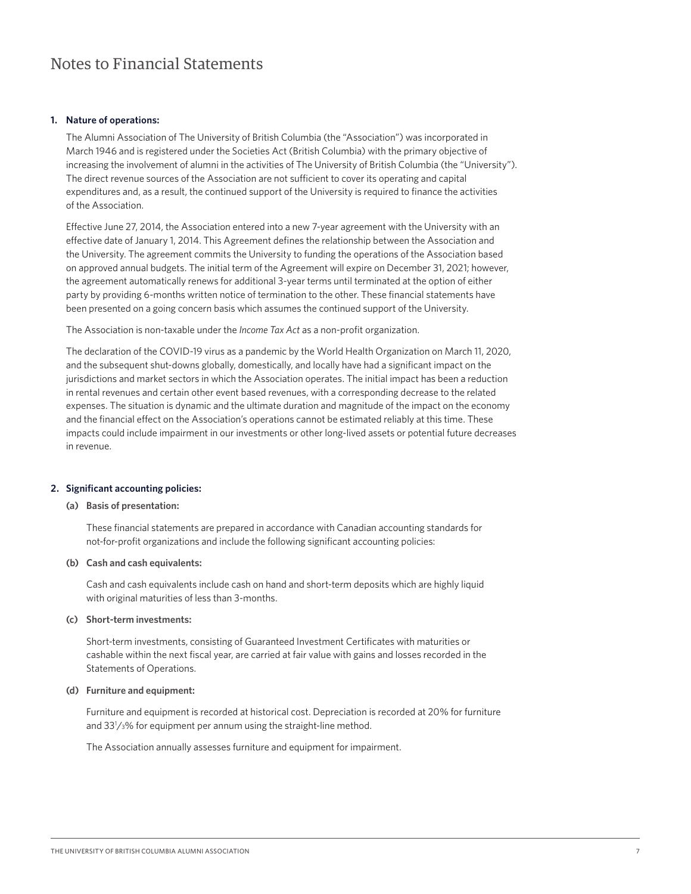# Notes to Financial Statements

**1. Nature of operations:**

The Alumni Association of The University of British Columbia (the "Association") was incorporated in March 1946 and is registered under the Societies Act (British Columbia) with the primary objective of increasing the involvement of alumni in the activities of The University of British Columbia (the "University"). The direct revenue sources of the Association are not sufficient to cover its operating and capital expenditures and, as a result, the continued support of the University is required to finance the activities of the Association.

Effective June 27, 2014, the Association entered into a new 7-year agreement with the University with an effective date of January 1, 2014. This Agreement defines the relationship between the Association and the University. The agreement commits the University to funding the operations of the Association based on approved annual budgets. The initial term of the Agreement will expire on December 31, 2021; however, the agreement automatically renews for additional 3-year terms until terminated at the option of either party by providing 6-months written notice of termination to the other. These financial statements have been presented on a going concern basis which assumes the continued support of the University.

The Association is non-taxable under the *Income Tax Act* as a non-profit organization.

The declaration of the COVID-19 virus as a pandemic by the World Health Organization on March 11, 2020, and the subsequent shut-downs globally, domestically, and locally have had a significant impact on the jurisdictions and market sectors in which the Association operates. The initial impact has been a reduction in rental revenues and certain other event based revenues, with a corresponding decrease to the related expenses. The situation is dynamic and the ultimate duration and magnitude of the impact on the economy and the financial effect on the Association's operations cannot be estimated reliably at this time. These impacts could include impairment in our investments or other long-lived assets or potential future decreases in revenue.

**2. Significant accounting policies:**

**(a) Basis of presentation:**

These financial statements are prepared in accordance with Canadian accounting standards for not-for-profit organizations and include the following significant accounting policies:

**(b) Cash and cash equivalents:**

Cash and cash equivalents include cash on hand and short-term deposits which are highly liquid with original maturities of less than 3-months.

**(c) Short-term investments:**

Short-term investments, consisting of Guaranteed Investment Certificates with maturities or cashable within the next fiscal year, are carried at fair value with gains and losses recorded in the Statements of Operations.

**(d) Furniture and equipment:**

Furniture and equipment is recorded at historical cost. Depreciation is recorded at 20% for furniture and 33 1/3% for equipment per annum using the straight-line method.

The Association annually assesses furniture and equipment for impairment.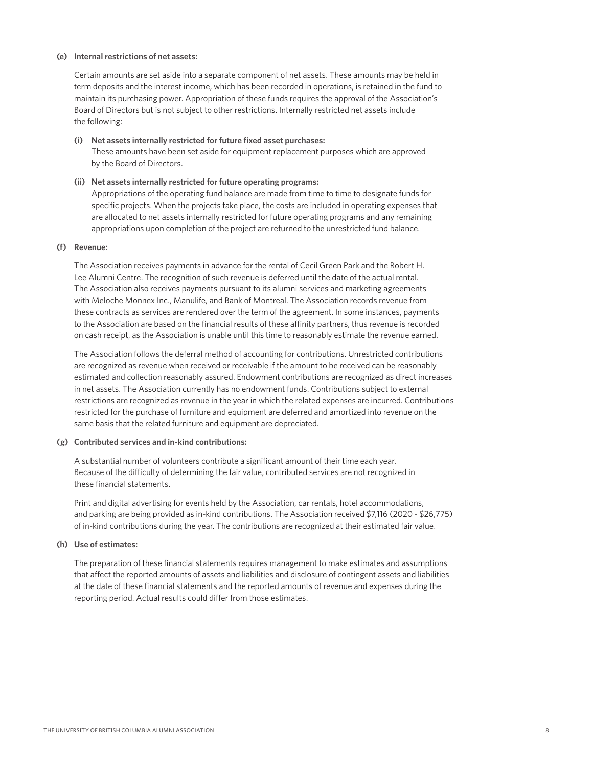**(e) Internal restrictions of net assets:**

Certain amounts are set aside into a separate component of net assets. These amounts may be held in term deposits and the interest income, which has been recorded in operations, is retained in the fund to maintain its purchasing power. Appropriation of these funds requires the approval of the Association's Board of Directors but is not subject to other restrictions. Internally restricted net assets include the following:

**(i) Net assets internally restricted for future fixed asset purchases:**
These amounts have been set aside for equipment replacement purposes which are approved by the Board of Directors.

**(ii) Net assets internally restricted for future operating programs:**
Appropriations of the operating fund balance are made from time to time to designate funds for specific projects. When the projects take place, the costs are included in operating expenses that are allocated to net assets internally restricted for future operating programs and any remaining appropriations upon completion of the project are returned to the unrestricted fund balance.

**(f) Revenue:**

The Association receives payments in advance for the rental of Cecil Green Park and the Robert H. Lee Alumni Centre. The recognition of such revenue is deferred until the date of the actual rental. The Association also receives payments pursuant to its alumni services and marketing agreements with Meloche Monnex Inc., Manulife, and Bank of Montreal. The Association records revenue from these contracts as services are rendered over the term of the agreement. In some instances, payments to the Association are based on the financial results of these affinity partners, thus revenue is recorded on cash receipt, as the Association is unable until this time to reasonably estimate the revenue earned.

The Association follows the deferral method of accounting for contributions. Unrestricted contributions are recognized as revenue when received or receivable if the amount to be received can be reasonably estimated and collection reasonably assured. Endowment contributions are recognized as direct increases in net assets. The Association currently has no endowment funds. Contributions subject to external restrictions are recognized as revenue in the year in which the related expenses are incurred. Contributions restricted for the purchase of furniture and equipment are deferred and amortized into revenue on the same basis that the related furniture and equipment are depreciated.

**(g) Contributed services and in-kind contributions:**

A substantial number of volunteers contribute a significant amount of their time each year. Because of the difficulty of determining the fair value, contributed services are not recognized in these financial statements.

Print and digital advertising for events held by the Association, car rentals, hotel accommodations, and parking are being provided as in-kind contributions. The Association received $7,116 (2020 - $26,775) of in-kind contributions during the year. The contributions are recognized at their estimated fair value.

**(h) Use of estimates:**

The preparation of these financial statements requires management to make estimates and assumptions that affect the reported amounts of assets and liabilities and disclosure of contingent assets and liabilities at the date of these financial statements and the reported amounts of revenue and expenses during the reporting period. Actual results could differ from those estimates.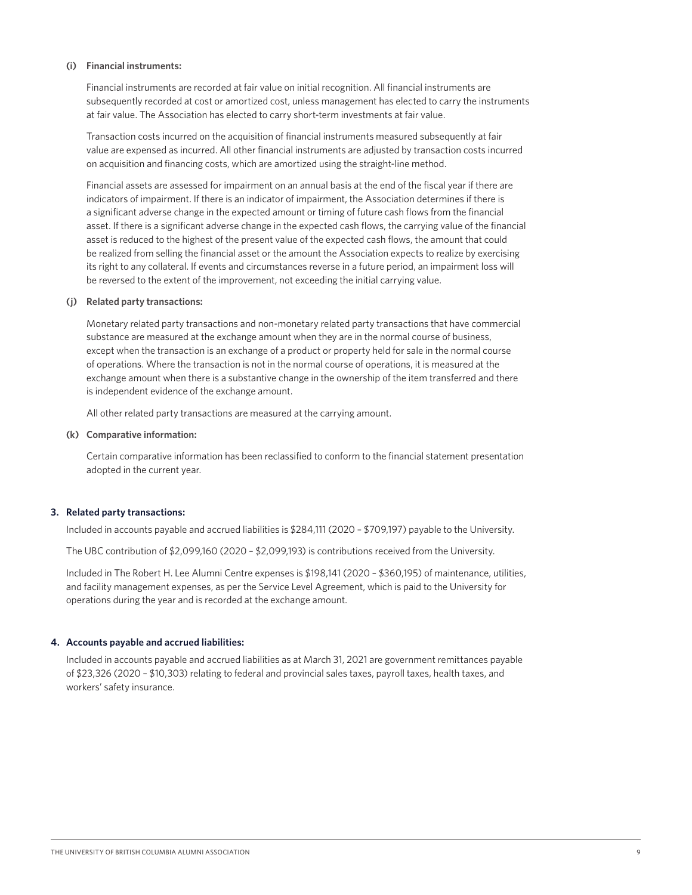**(i) Financial instruments:**

Financial instruments are recorded at fair value on initial recognition. All financial instruments are subsequently recorded at cost or amortized cost, unless management has elected to carry the instruments at fair value. The Association has elected to carry short-term investments at fair value.

Transaction costs incurred on the acquisition of financial instruments measured subsequently at fair value are expensed as incurred. All other financial instruments are adjusted by transaction costs incurred on acquisition and financing costs, which are amortized using the straight-line method.

Financial assets are assessed for impairment on an annual basis at the end of the fiscal year if there are indicators of impairment. If there is an indicator of impairment, the Association determines if there is a significant adverse change in the expected amount or timing of future cash flows from the financial asset. If there is a significant adverse change in the expected cash flows, the carrying value of the financial asset is reduced to the highest of the present value of the expected cash flows, the amount that could be realized from selling the financial asset or the amount the Association expects to realize by exercising its right to any collateral. If events and circumstances reverse in a future period, an impairment loss will be reversed to the extent of the improvement, not exceeding the initial carrying value.

**(j) Related party transactions:**

Monetary related party transactions and non-monetary related party transactions that have commercial substance are measured at the exchange amount when they are in the normal course of business, except when the transaction is an exchange of a product or property held for sale in the normal course of operations. Where the transaction is not in the normal course of operations, it is measured at the exchange amount when there is a substantive change in the ownership of the item transferred and there is independent evidence of the exchange amount.

All other related party transactions are measured at the carrying amount.

**(k) Comparative information:**

Certain comparative information has been reclassified to conform to the financial statement presentation adopted in the current year.

**3. Related party transactions:**

Included in accounts payable and accrued liabilities is $284,111 (2020 – $709,197) payable to the University.

The UBC contribution of $2,099,160 (2020 – $2,099,193) is contributions received from the University.

Included in The Robert H. Lee Alumni Centre expenses is $198,141 (2020 – $360,195) of maintenance, utilities, and facility management expenses, as per the Service Level Agreement, which is paid to the University for operations during the year and is recorded at the exchange amount.

**4. Accounts payable and accrued liabilities:**

Included in accounts payable and accrued liabilities as at March 31, 2021 are government remittances payable of $23,326 (2020 – $10,303) relating to federal and provincial sales taxes, payroll taxes, health taxes, and workers' safety insurance.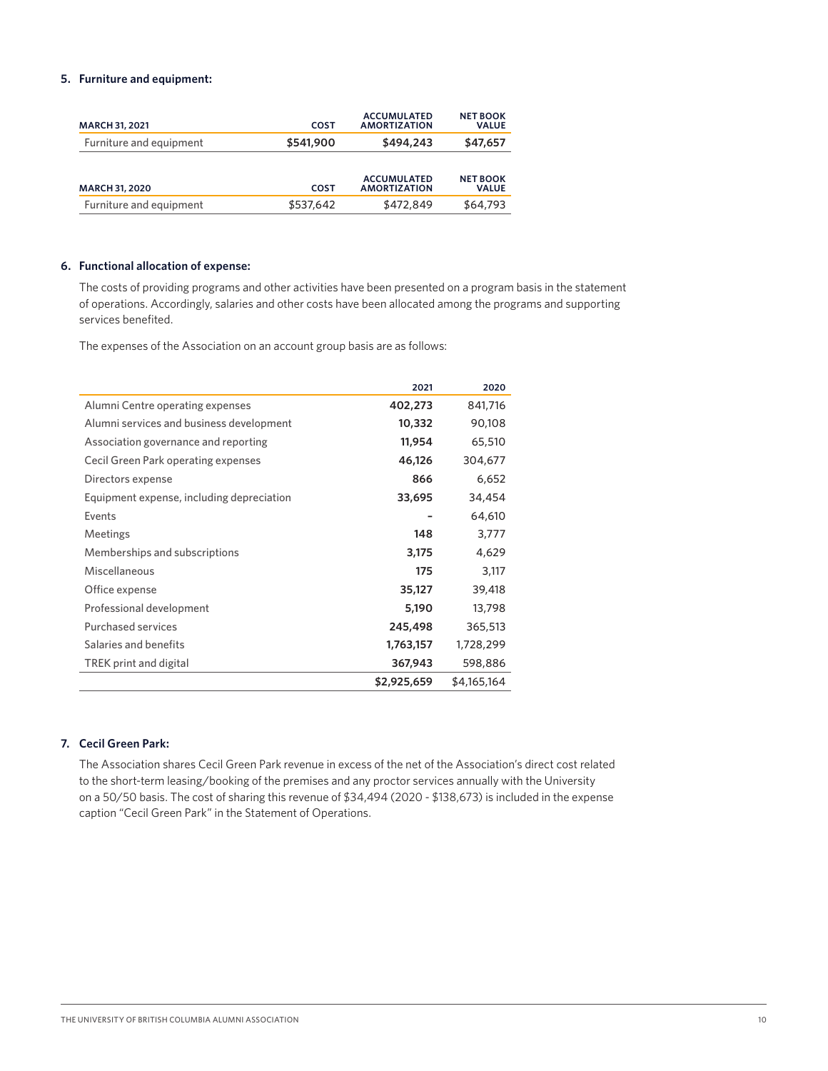## 5. Furniture and equipment:

| MARCH 31, 2021 | COST | ACCUMULATED AMORTIZATION | NET BOOK VALUE |
|---|---|---|---|
| Furniture and equipment | **$541,900** | **$494,243** | **$47,657** |

| MARCH 31, 2020 | COST | ACCUMULATED AMORTIZATION | NET BOOK VALUE |
|---|---|---|---|
| Furniture and equipment | $537,642 | $472,849 | $64,793 |

## 6. Functional allocation of expense:

The costs of providing programs and other activities have been presented on a program basis in the statement of operations. Accordingly, salaries and other costs have been allocated among the programs and supporting services benefited.

The expenses of the Association on an account group basis are as follows:

| | 2021 | 2020 |
|---|---|---|
| Alumni Centre operating expenses | **402,273** | 841,716 |
| Alumni services and business development | **10,332** | 90,108 |
| Association governance and reporting | **11,954** | 65,510 |
| Cecil Green Park operating expenses | **46,126** | 304,677 |
| Directors expense | **866** | 6,652 |
| Equipment expense, including depreciation | **33,695** | 34,454 |
| Events | **-** | 64,610 |
| Meetings | **148** | 3,777 |
| Memberships and subscriptions | **3,175** | 4,629 |
| Miscellaneous | **175** | 3,117 |
| Office expense | **35,127** | 39,418 |
| Professional development | **5,190** | 13,798 |
| Purchased services | **245,498** | 365,513 |
| Salaries and benefits | **1,763,157** | 1,728,299 |
| TREK print and digital | **367,943** | 598,886 |
| | **$2,925,659** | $4,165,164 |

## 7. Cecil Green Park:

The Association shares Cecil Green Park revenue in excess of the net of the Association's direct cost related to the short-term leasing/booking of the premises and any proctor services annually with the University on a 50/50 basis. The cost of sharing this revenue of $34,494 (2020 - $138,673) is included in the expense caption "Cecil Green Park" in the Statement of Operations.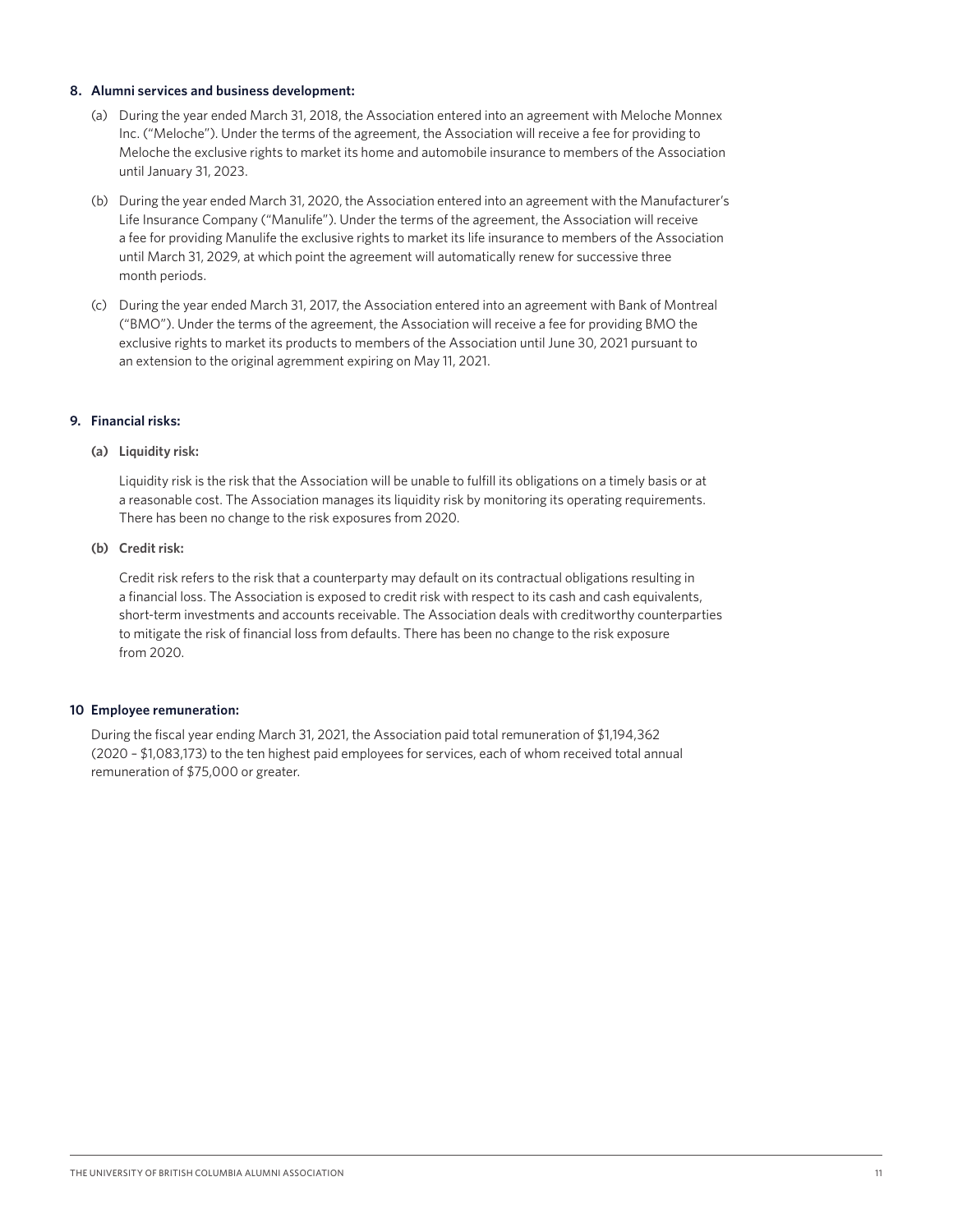**8. Alumni services and business development:**

(a) During the year ended March 31, 2018, the Association entered into an agreement with Meloche Monnex Inc. ("Meloche"). Under the terms of the agreement, the Association will receive a fee for providing to Meloche the exclusive rights to market its home and automobile insurance to members of the Association until January 31, 2023.

(b) During the year ended March 31, 2020, the Association entered into an agreement with the Manufacturer's Life Insurance Company ("Manulife"). Under the terms of the agreement, the Association will receive a fee for providing Manulife the exclusive rights to market its life insurance to members of the Association until March 31, 2029, at which point the agreement will automatically renew for successive three month periods.

(c) During the year ended March 31, 2017, the Association entered into an agreement with Bank of Montreal ("BMO"). Under the terms of the agreement, the Association will receive a fee for providing BMO the exclusive rights to market its products to members of the Association until June 30, 2021 pursuant to an extension to the original agremment expiring on May 11, 2021.

**9. Financial risks:**

**(a) Liquidity risk:**

Liquidity risk is the risk that the Association will be unable to fulfill its obligations on a timely basis or at a reasonable cost. The Association manages its liquidity risk by monitoring its operating requirements. There has been no change to the risk exposures from 2020.

**(b) Credit risk:**

Credit risk refers to the risk that a counterparty may default on its contractual obligations resulting in a financial loss. The Association is exposed to credit risk with respect to its cash and cash equivalents, short-term investments and accounts receivable. The Association deals with creditworthy counterparties to mitigate the risk of financial loss from defaults. There has been no change to the risk exposure from 2020.

**10 Employee remuneration:**

During the fiscal year ending March 31, 2021, the Association paid total remuneration of $1,194,362 (2020 – $1,083,173) to the ten highest paid employees for services, each of whom received total annual remuneration of $75,000 or greater.